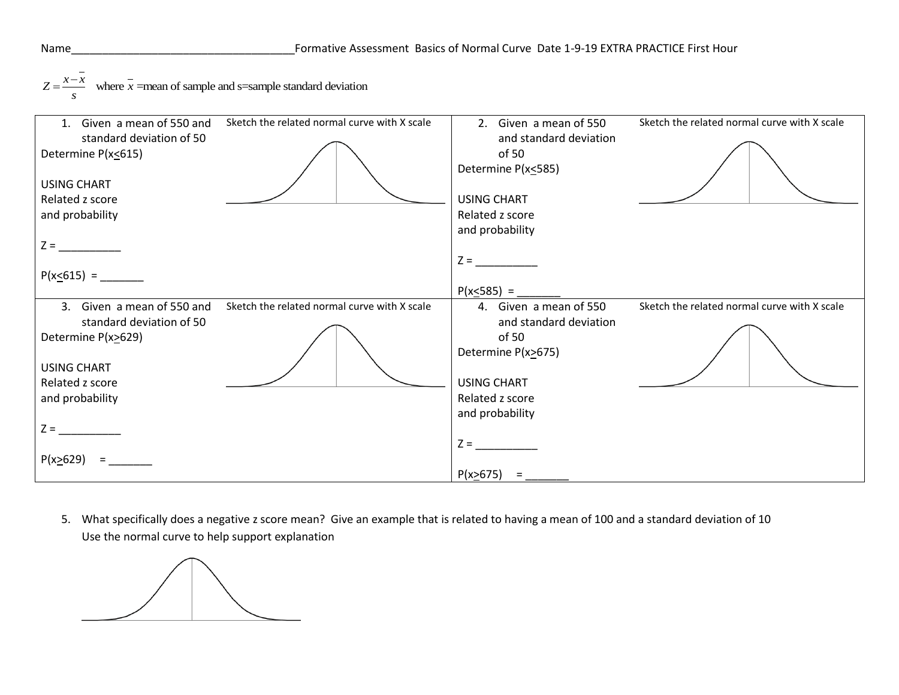Name_____________________________________Formative Assessment Basics of Normal Curve Date 1-9-19 EXTRA PRACTICE First Hour

$Z = \frac{x - \bar{x}}{s}$ where $\bar{x}$ =mean of sample and s=sample standard deviation

| 1. Given a mean of 550 and standard deviation of 50<br>Determine $P(x \le 615)$<br><br>USING CHART<br>Related z score and probability<br><br>Z = __________<br><br>$P(x \le 615)$ = _______ | Sketch the related normal curve with X scale | 2. Given a mean of 550 and standard deviation of 50<br>Determine $P(x \le 585)$<br><br>USING CHART<br>Related z score and probability<br><br>Z = __________<br><br>$P(x \le 585)$ = _______ | Sketch the related normal curve with X scale |
|---|---|---|---|
| 3. Given a mean of 550 and standard deviation of 50<br>Determine $P(x \ge 629)$<br><br>USING CHART<br>Related z score and probability<br><br>Z = __________<br><br>$P(x \ge 629)$ = _______ | Sketch the related normal curve with X scale | 4. Given a mean of 550 and standard deviation of 50<br>Determine $P(x \ge 675)$<br><br>USING CHART<br>Related z score and probability<br><br>Z = __________<br><br>$P(x \ge 675)$ = _______ | Sketch the related normal curve with X scale |

5. What specifically does a negative z score mean? Give an example that is related to having a mean of 100 and a standard deviation of 10
   Use the normal curve to help support explanation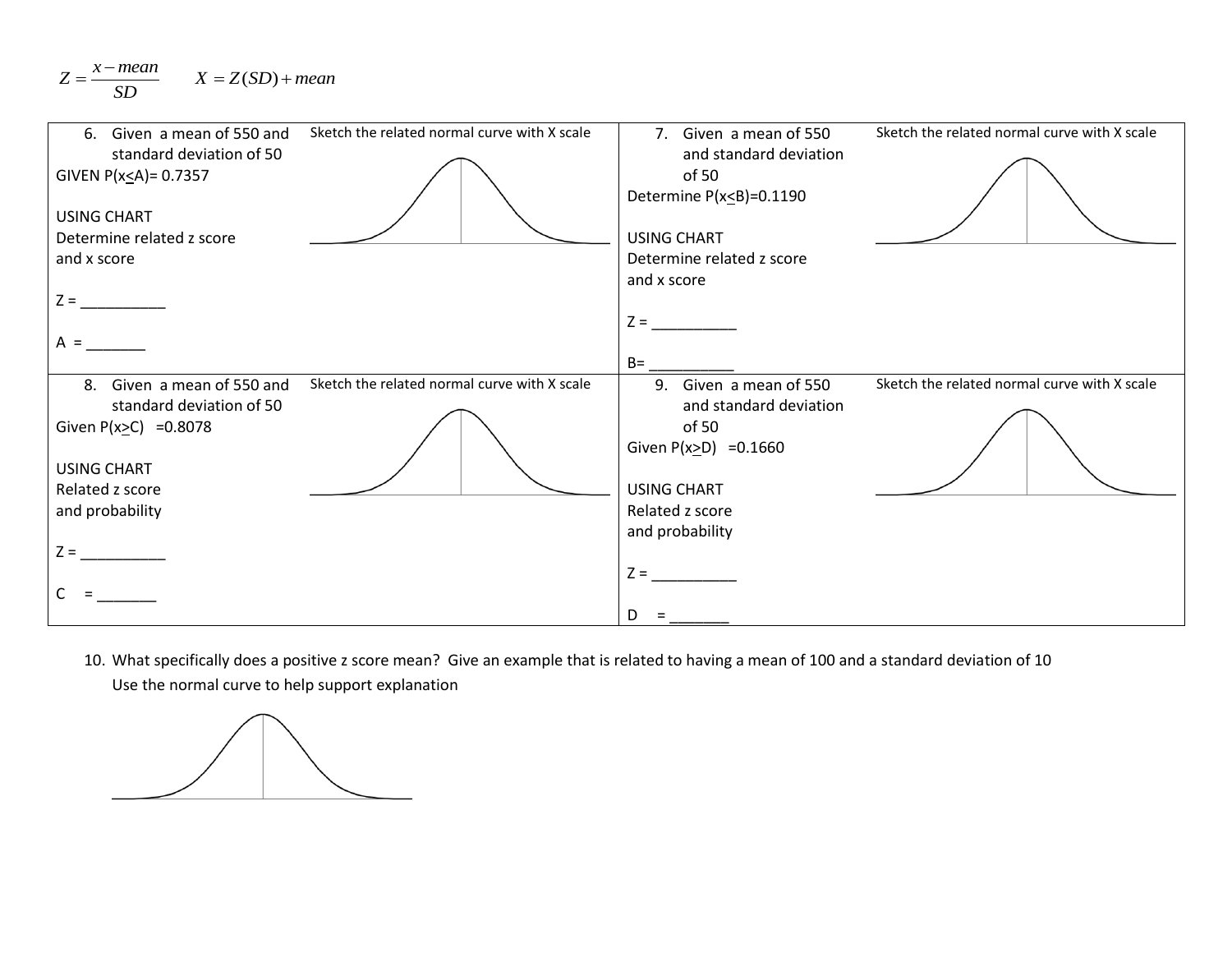$$Z = \frac{x - mean}{SD} \qquad X = Z(SD) + mean$$

| | | | |
|---|---|---|---|
| 6. Given a mean of 550 and standard deviation of 50<br>GIVEN P(x≤A)= 0.7357<br><br>USING CHART<br>Determine related z score and x score<br><br>Z = __________<br><br>A = _______ | Sketch the related normal curve with X scale | 7. Given a mean of 550 and standard deviation of 50<br>Determine P(x≤B)=0.1190<br><br>USING CHART<br>Determine related z score and x score<br><br>Z = __________<br><br>B= __________ | Sketch the related normal curve with X scale |
| 8. Given a mean of 550 and standard deviation of 50<br>Given P(x≥C) =0.8078<br><br>USING CHART<br>Related z score and probability<br><br>Z = __________<br><br>C = _______ | Sketch the related normal curve with X scale | 9. Given a mean of 550 and standard deviation of 50<br>Given P(x≥D) =0.1660<br><br>USING CHART<br>Related z score and probability<br><br>Z = __________<br><br>D = _______ | Sketch the related normal curve with X scale |

10. What specifically does a positive z score mean? Give an example that is related to having a mean of 100 and a standard deviation of 10
    Use the normal curve to help support explanation